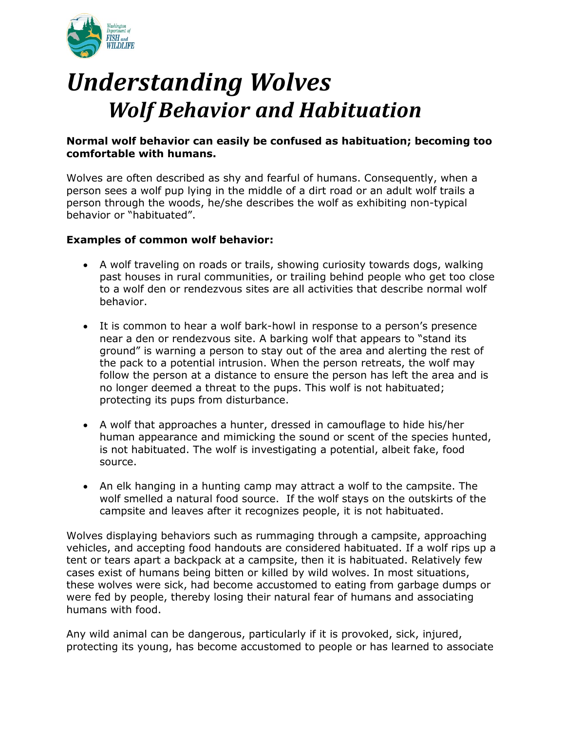# *Understanding Wolves*

## *Wolf Behavior and Habituation*

**Normal wolf behavior can easily be confused as habituation; becoming too comfortable with humans.**

Wolves are often described as shy and fearful of humans. Consequently, when a person sees a wolf pup lying in the middle of a dirt road or an adult wolf trails a person through the woods, he/she describes the wolf as exhibiting non-typical behavior or "habituated".

**Examples of common wolf behavior:**

- A wolf traveling on roads or trails, showing curiosity towards dogs, walking past houses in rural communities, or trailing behind people who get too close to a wolf den or rendezvous sites are all activities that describe normal wolf behavior.
- It is common to hear a wolf bark-howl in response to a person's presence near a den or rendezvous site. A barking wolf that appears to "stand its ground" is warning a person to stay out of the area and alerting the rest of the pack to a potential intrusion. When the person retreats, the wolf may follow the person at a distance to ensure the person has left the area and is no longer deemed a threat to the pups. This wolf is not habituated; protecting its pups from disturbance.
- A wolf that approaches a hunter, dressed in camouflage to hide his/her human appearance and mimicking the sound or scent of the species hunted, is not habituated. The wolf is investigating a potential, albeit fake, food source.
- An elk hanging in a hunting camp may attract a wolf to the campsite. The wolf smelled a natural food source. If the wolf stays on the outskirts of the campsite and leaves after it recognizes people, it is not habituated.

Wolves displaying behaviors such as rummaging through a campsite, approaching vehicles, and accepting food handouts are considered habituated. If a wolf rips up a tent or tears apart a backpack at a campsite, then it is habituated. Relatively few cases exist of humans being bitten or killed by wild wolves. In most situations, these wolves were sick, had become accustomed to eating from garbage dumps or were fed by people, thereby losing their natural fear of humans and associating humans with food.

Any wild animal can be dangerous, particularly if it is provoked, sick, injured, protecting its young, has become accustomed to people or has learned to associate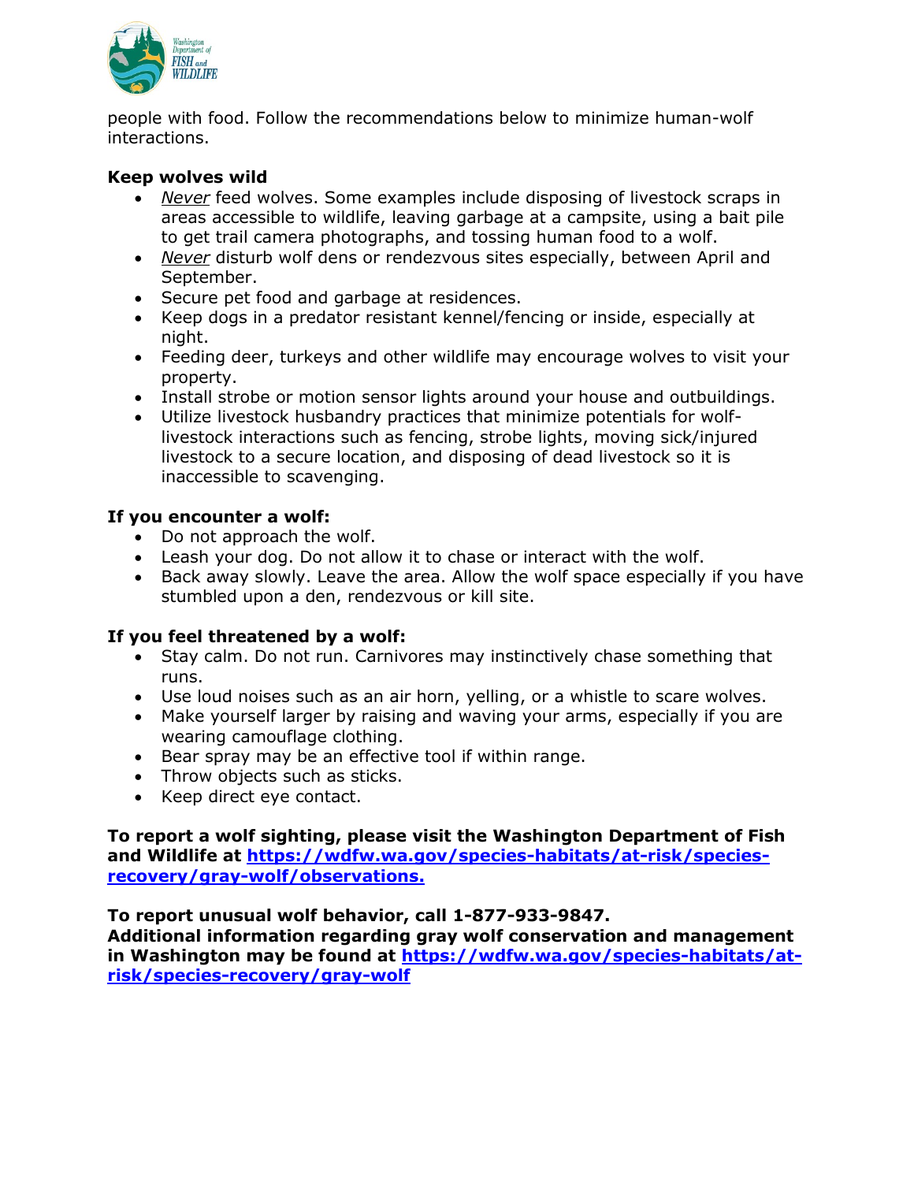people with food. Follow the recommendations below to minimize human-wolf interactions.

**Keep wolves wild**

- *Never* feed wolves. Some examples include disposing of livestock scraps in areas accessible to wildlife, leaving garbage at a campsite, using a bait pile to get trail camera photographs, and tossing human food to a wolf.
- *Never* disturb wolf dens or rendezvous sites especially, between April and September.
- Secure pet food and garbage at residences.
- Keep dogs in a predator resistant kennel/fencing or inside, especially at night.
- Feeding deer, turkeys and other wildlife may encourage wolves to visit your property.
- Install strobe or motion sensor lights around your house and outbuildings.
- Utilize livestock husbandry practices that minimize potentials for wolf-livestock interactions such as fencing, strobe lights, moving sick/injured livestock to a secure location, and disposing of dead livestock so it is inaccessible to scavenging.

**If you encounter a wolf:**

- Do not approach the wolf.
- Leash your dog. Do not allow it to chase or interact with the wolf.
- Back away slowly. Leave the area. Allow the wolf space especially if you have stumbled upon a den, rendezvous or kill site.

**If you feel threatened by a wolf:**

- Stay calm. Do not run. Carnivores may instinctively chase something that runs.
- Use loud noises such as an air horn, yelling, or a whistle to scare wolves.
- Make yourself larger by raising and waving your arms, especially if you are wearing camouflage clothing.
- Bear spray may be an effective tool if within range.
- Throw objects such as sticks.
- Keep direct eye contact.

**To report a wolf sighting, please visit the Washington Department of Fish and Wildlife at [https://wdfw.wa.gov/species-habitats/at-risk/species-recovery/gray-wolf/observations.](https://wdfw.wa.gov/species-habitats/at-risk/species-recovery/gray-wolf/observations)**

**To report unusual wolf behavior, call 1-877-933-9847.**
**Additional information regarding gray wolf conservation and management in Washington may be found at [https://wdfw.wa.gov/species-habitats/at-risk/species-recovery/gray-wolf](https://wdfw.wa.gov/species-habitats/at-risk/species-recovery/gray-wolf)**